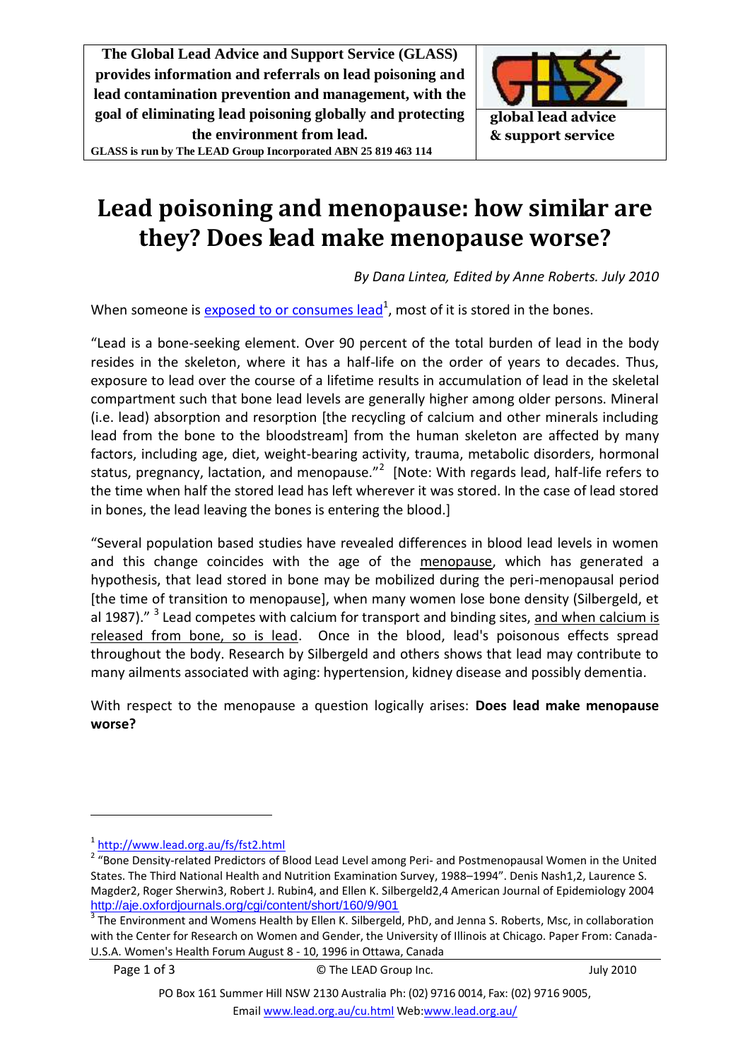**The Global Lead Advice and Support Service (GLASS) provides information and referrals on lead poisoning and lead contamination prevention and management, with the goal of eliminating lead poisoning globally and protecting the environment from lead.**

**GLASS is run by The LEAD Group Incorporated ABN 25 819 463 114**

**global lead advice & support service**

# Lead poisoning and menopause: how similar are they? Does lead make menopause worse?

*By Dana Lintea, Edited by Anne Roberts. July 2010*

When someone is exposed to or consumes lead[1], most of it is stored in the bones.

"Lead is a bone-seeking element. Over 90 percent of the total burden of lead in the body resides in the skeleton, where it has a half-life on the order of years to decades. Thus, exposure to lead over the course of a lifetime results in accumulation of lead in the skeletal compartment such that bone lead levels are generally higher among older persons. Mineral (i.e. lead) absorption and resorption [the recycling of calcium and other minerals including lead from the bone to the bloodstream] from the human skeleton are affected by many factors, including age, diet, weight-bearing activity, trauma, metabolic disorders, hormonal status, pregnancy, lactation, and menopause."[2] [Note: With regards lead, half-life refers to the time when half the stored lead has left wherever it was stored. In the case of lead stored in bones, the lead leaving the bones is entering the blood.]

"Several population based studies have revealed differences in blood lead levels in women and this change coincides with the age of the menopause, which has generated a hypothesis, that lead stored in bone may be mobilized during the peri-menopausal period [the time of transition to menopause], when many women lose bone density (Silbergeld, et al 1987)." [3] Lead competes with calcium for transport and binding sites, and when calcium is released from bone, so is lead. Once in the blood, lead's poisonous effects spread throughout the body. Research by Silbergeld and others shows that lead may contribute to many ailments associated with aging: hypertension, kidney disease and possibly dementia.

With respect to the menopause a question logically arises: **Does lead make menopause worse?**

---

[1] http://www.lead.org.au/fs/fst2.html

[2] "Bone Density-related Predictors of Blood Lead Level among Peri- and Postmenopausal Women in the United States. The Third National Health and Nutrition Examination Survey, 1988–1994". Denis Nash1,2, Laurence S. Magder2, Roger Sherwin3, Robert J. Rubin4, and Ellen K. Silbergeld2,4 American Journal of Epidemiology 2004 http://aje.oxfordjournals.org/cgi/content/short/160/9/901

[3] The Environment and Womens Health by Ellen K. Silbergeld, PhD, and Jenna S. Roberts, Msc, in collaboration with the Center for Research on Women and Gender, the University of Illinois at Chicago. Paper From: Canada-U.S.A. Women's Health Forum August 8 - 10, 1996 in Ottawa, Canada

PO Box 161 Summer Hill NSW 2130 Australia Ph: (02) 9716 0014, Fax: (02) 9716 9005,
Email www.lead.org.au/cu.html Web:www.lead.org.au/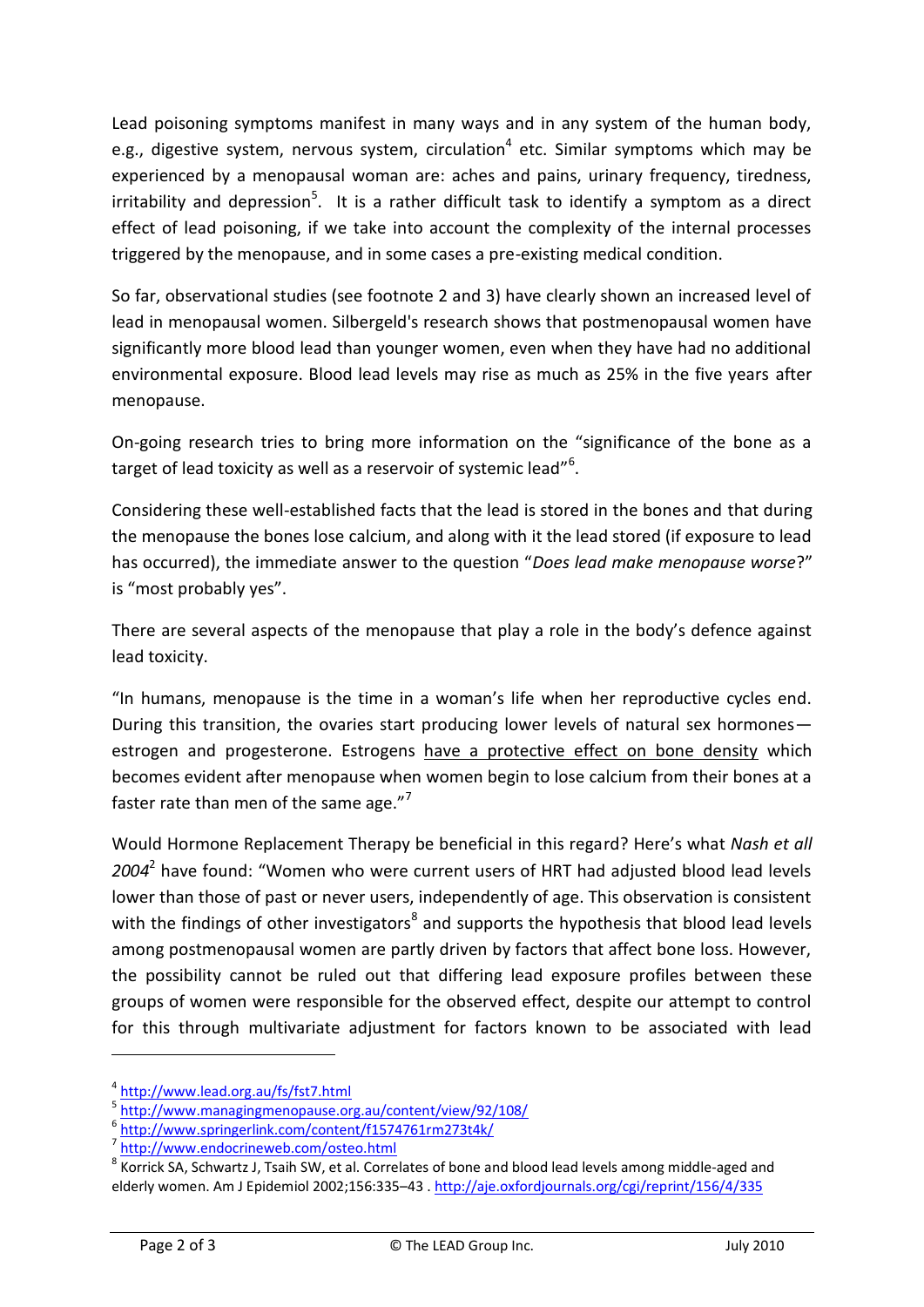Lead poisoning symptoms manifest in many ways and in any system of the human body, e.g., digestive system, nervous system, circulation[4] etc. Similar symptoms which may be experienced by a menopausal woman are: aches and pains, urinary frequency, tiredness, irritability and depression[5]. It is a rather difficult task to identify a symptom as a direct effect of lead poisoning, if we take into account the complexity of the internal processes triggered by the menopause, and in some cases a pre-existing medical condition.

So far, observational studies (see footnote 2 and 3) have clearly shown an increased level of lead in menopausal women. Silbergeld's research shows that postmenopausal women have significantly more blood lead than younger women, even when they have had no additional environmental exposure. Blood lead levels may rise as much as 25% in the five years after menopause.

On-going research tries to bring more information on the "significance of the bone as a target of lead toxicity as well as a reservoir of systemic lead"[6].

Considering these well-established facts that the lead is stored in the bones and that during the menopause the bones lose calcium, and along with it the lead stored (if exposure to lead has occurred), the immediate answer to the question "*Does lead make menopause worse*?" is "most probably yes".

There are several aspects of the menopause that play a role in the body's defence against lead toxicity.

"In humans, menopause is the time in a woman's life when her reproductive cycles end. During this transition, the ovaries start producing lower levels of natural sex hormones—estrogen and progesterone. Estrogens have a protective effect on bone density which becomes evident after menopause when women begin to lose calcium from their bones at a faster rate than men of the same age."[7]

Would Hormone Replacement Therapy be beneficial in this regard? Here's what *Nash et all 2004*[2] have found: "Women who were current users of HRT had adjusted blood lead levels lower than those of past or never users, independently of age. This observation is consistent with the findings of other investigators[8] and supports the hypothesis that blood lead levels among postmenopausal women are partly driven by factors that affect bone loss. However, the possibility cannot be ruled out that differing lead exposure profiles between these groups of women were responsible for the observed effect, despite our attempt to control for this through multivariate adjustment for factors known to be associated with lead

---

[4] http://www.lead.org.au/fs/fst7.html

[5] http://www.managingmenopause.org.au/content/view/92/108/

[6] http://www.springerlink.com/content/f1574761rm273t4k/

[7] http://www.endocrineweb.com/osteo.html

[8] Korrick SA, Schwartz J, Tsaih SW, et al. Correlates of bone and blood lead levels among middle-aged and elderly women. Am J Epidemiol 2002;156:335–43 . http://aje.oxfordjournals.org/cgi/reprint/156/4/335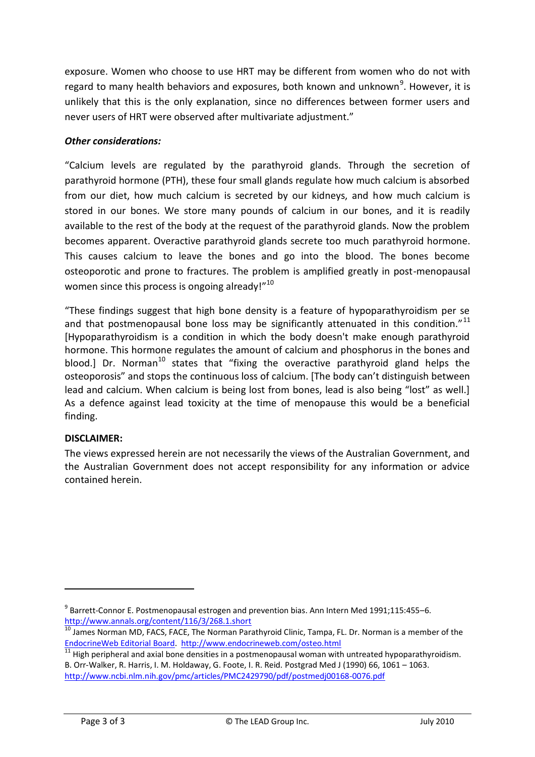exposure. Women who choose to use HRT may be different from women who do not with regard to many health behaviors and exposures, both known and unknown[9]. However, it is unlikely that this is the only explanation, since no differences between former users and never users of HRT were observed after multivariate adjustment."

***Other considerations:***

"Calcium levels are regulated by the parathyroid glands. Through the secretion of parathyroid hormone (PTH), these four small glands regulate how much calcium is absorbed from our diet, how much calcium is secreted by our kidneys, and how much calcium is stored in our bones. We store many pounds of calcium in our bones, and it is readily available to the rest of the body at the request of the parathyroid glands. Now the problem becomes apparent. Overactive parathyroid glands secrete too much parathyroid hormone. This causes calcium to leave the bones and go into the blood. The bones become osteoporotic and prone to fractures. The problem is amplified greatly in post-menopausal women since this process is ongoing already!"[10]

"These findings suggest that high bone density is a feature of hypoparathyroidism per se and that postmenopausal bone loss may be significantly attenuated in this condition."[11] [Hypoparathyroidism is a condition in which the body doesn't make enough parathyroid hormone. This hormone regulates the amount of calcium and phosphorus in the bones and blood.] Dr. Norman[10] states that "fixing the overactive parathyroid gland helps the osteoporosis" and stops the continuous loss of calcium. [The body can't distinguish between lead and calcium. When calcium is being lost from bones, lead is also being "lost" as well.] As a defence against lead toxicity at the time of menopause this would be a beneficial finding.

**DISCLAIMER:**

The views expressed herein are not necessarily the views of the Australian Government, and the Australian Government does not accept responsibility for any information or advice contained herein.

---

[9] Barrett-Connor E. Postmenopausal estrogen and prevention bias. Ann Intern Med 1991;115:455–6. http://www.annals.org/content/116/3/268.1.short

[10] James Norman MD, FACS, FACE, The Norman Parathyroid Clinic, Tampa, FL. Dr. Norman is a member of the EndocrineWeb Editorial Board. http://www.endocrineweb.com/osteo.html

[11] High peripheral and axial bone densities in a postmenopausal woman with untreated hypoparathyroidism. B. Orr-Walker, R. Harris, I. M. Holdaway, G. Foote, I. R. Reid. Postgrad Med J (1990) 66, 1061 – 1063. http://www.ncbi.nlm.nih.gov/pmc/articles/PMC2429790/pdf/postmedj00168-0076.pdf